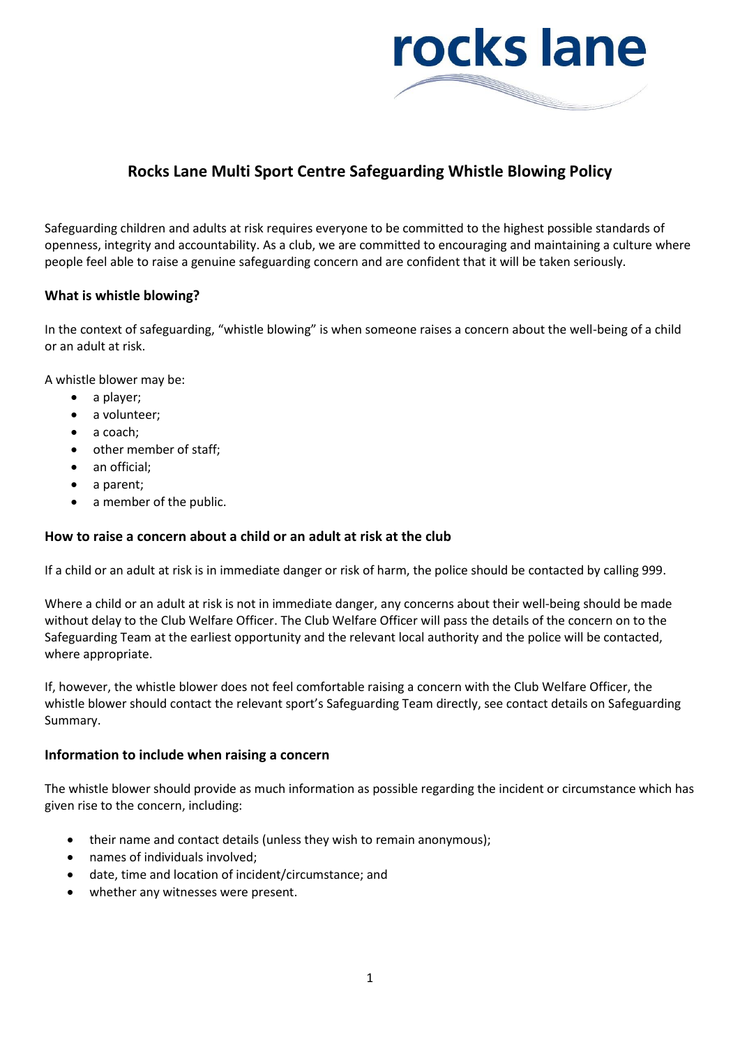rocks lane

# Rocks Lane Multi Sport Centre Safeguarding Whistle Blowing Policy

Safeguarding children and adults at risk requires everyone to be committed to the highest possible standards of openness, integrity and accountability. As a club, we are committed to encouraging and maintaining a culture where people feel able to raise a genuine safeguarding concern and are confident that it will be taken seriously.

## What is whistle blowing?

In the context of safeguarding, "whistle blowing" is when someone raises a concern about the well-being of a child or an adult at risk.

A whistle blower may be:

- a player;
- a volunteer;
- a coach;
- other member of staff;
- an official;
- a parent;
- a member of the public.

## How to raise a concern about a child or an adult at risk at the club

If a child or an adult at risk is in immediate danger or risk of harm, the police should be contacted by calling 999.

Where a child or an adult at risk is not in immediate danger, any concerns about their well-being should be made without delay to the Club Welfare Officer. The Club Welfare Officer will pass the details of the concern on to the Safeguarding Team at the earliest opportunity and the relevant local authority and the police will be contacted, where appropriate.

If, however, the whistle blower does not feel comfortable raising a concern with the Club Welfare Officer, the whistle blower should contact the relevant sport's Safeguarding Team directly, see contact details on Safeguarding Summary.

## Information to include when raising a concern

The whistle blower should provide as much information as possible regarding the incident or circumstance which has given rise to the concern, including:

- their name and contact details (unless they wish to remain anonymous);
- names of individuals involved;
- date, time and location of incident/circumstance; and
- whether any witnesses were present.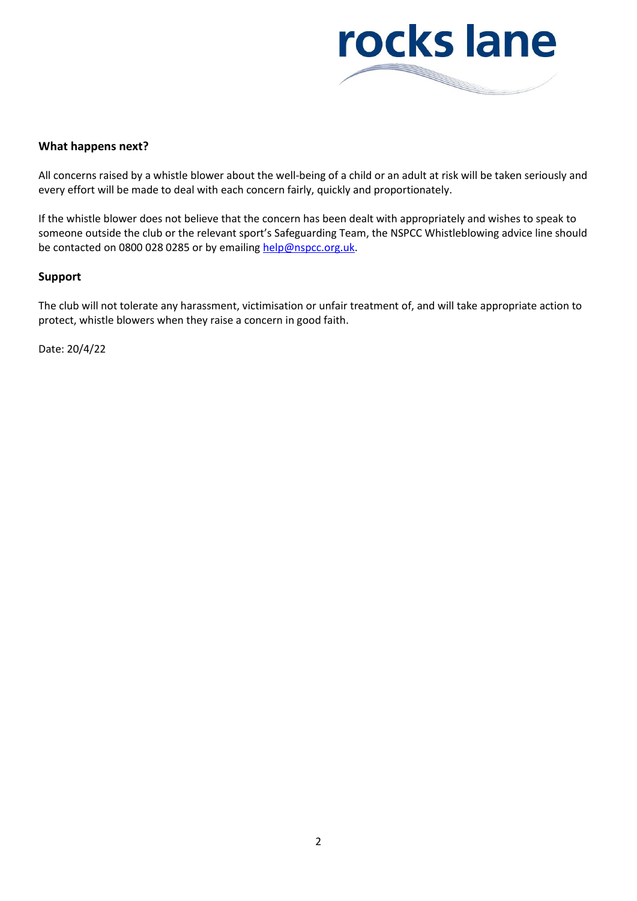### What happens next?

All concerns raised by a whistle blower about the well-being of a child or an adult at risk will be taken seriously and every effort will be made to deal with each concern fairly, quickly and proportionately.

If the whistle blower does not believe that the concern has been dealt with appropriately and wishes to speak to someone outside the club or the relevant sport's Safeguarding Team, the NSPCC Whistleblowing advice line should be contacted on 0800 028 0285 or by emailing help@nspcc.org.uk.

### Support

The club will not tolerate any harassment, victimisation or unfair treatment of, and will take appropriate action to protect, whistle blowers when they raise a concern in good faith.

Date: 20/4/22